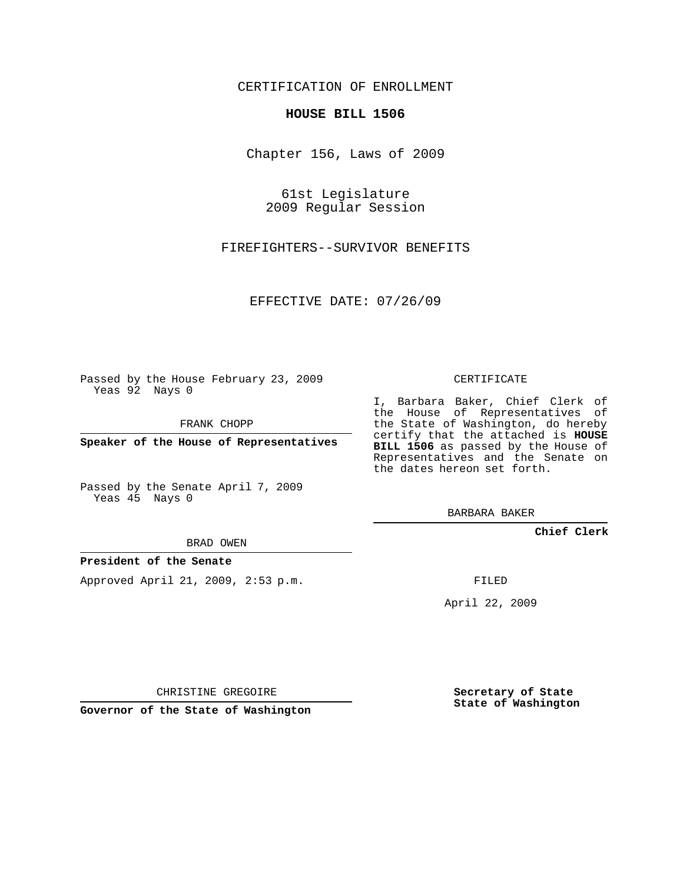CERTIFICATION OF ENROLLMENT

**HOUSE BILL 1506**

Chapter 156, Laws of 2009

61st Legislature
2009 Regular Session

FIREFIGHTERS--SURVIVOR BENEFITS

EFFECTIVE DATE: 07/26/09

Passed by the House February 23, 2009
Yeas 92 Nays 0

FRANK CHOPP

**Speaker of the House of Representatives**

Passed by the Senate April 7, 2009
Yeas 45 Nays 0

BRAD OWEN

**President of the Senate**

Approved April 21, 2009, 2:53 p.m.

CHRISTINE GREGOIRE

**Governor of the State of Washington**

CERTIFICATE

I, Barbara Baker, Chief Clerk of the House of Representatives of the State of Washington, do hereby certify that the attached is **HOUSE BILL 1506** as passed by the House of Representatives and the Senate on the dates hereon set forth.

BARBARA BAKER

**Chief Clerk**

FILED

April 22, 2009

**Secretary of State**
**State of Washington**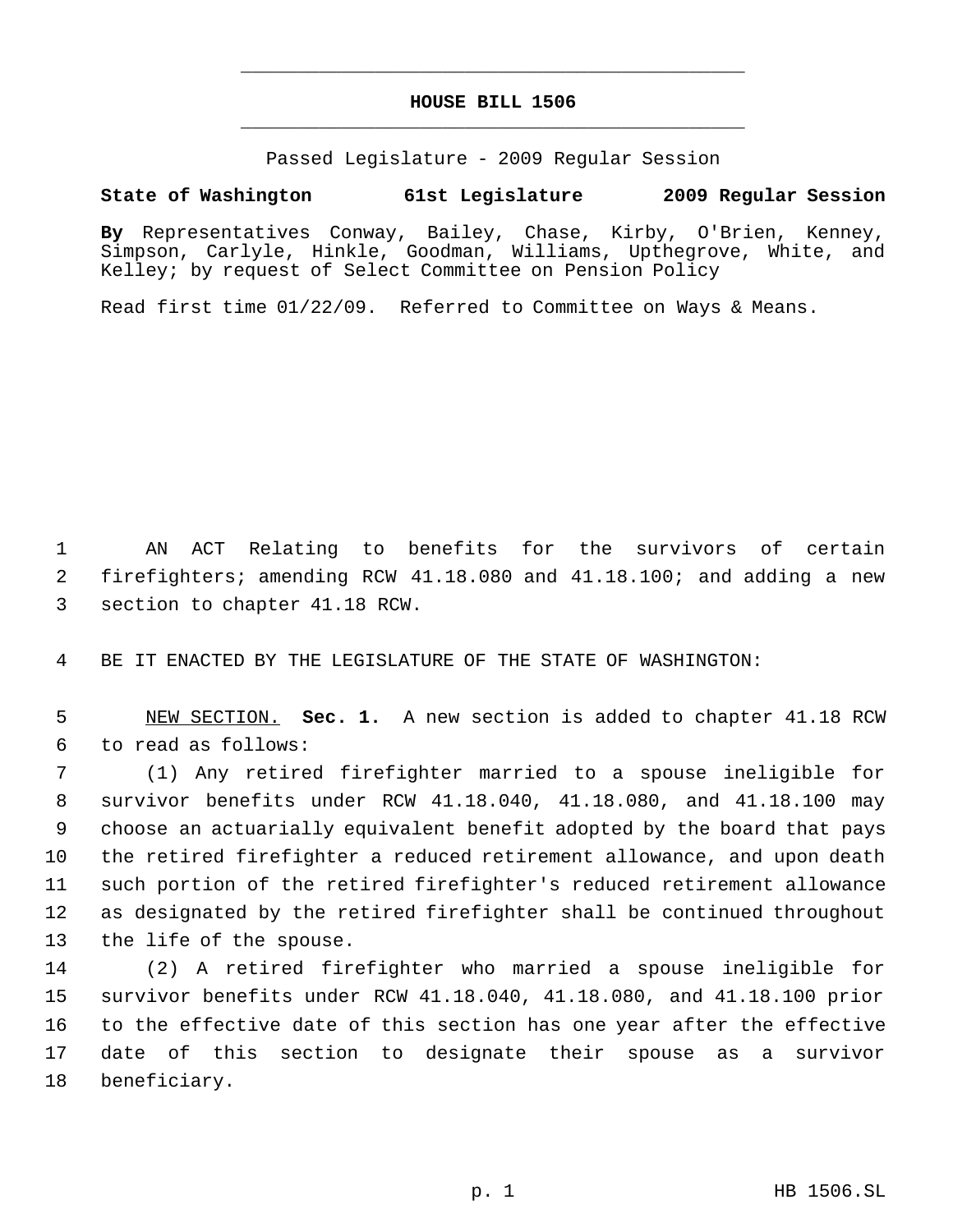# HOUSE BILL 1506

Passed Legislature - 2009 Regular Session

**State of Washington 61st Legislature 2009 Regular Session**

**By** Representatives Conway, Bailey, Chase, Kirby, O'Brien, Kenney, Simpson, Carlyle, Hinkle, Goodman, Williams, Upthegrove, White, and Kelley; by request of Select Committee on Pension Policy

Read first time 01/22/09. Referred to Committee on Ways & Means.

AN ACT Relating to benefits for the survivors of certain firefighters; amending RCW 41.18.080 and 41.18.100; and adding a new section to chapter 41.18 RCW.

BE IT ENACTED BY THE LEGISLATURE OF THE STATE OF WASHINGTON:

NEW SECTION. **Sec. 1.** A new section is added to chapter 41.18 RCW to read as follows:

(1) Any retired firefighter married to a spouse ineligible for survivor benefits under RCW 41.18.040, 41.18.080, and 41.18.100 may choose an actuarially equivalent benefit adopted by the board that pays the retired firefighter a reduced retirement allowance, and upon death such portion of the retired firefighter's reduced retirement allowance as designated by the retired firefighter shall be continued throughout the life of the spouse.

(2) A retired firefighter who married a spouse ineligible for survivor benefits under RCW 41.18.040, 41.18.080, and 41.18.100 prior to the effective date of this section has one year after the effective date of this section to designate their spouse as a survivor beneficiary.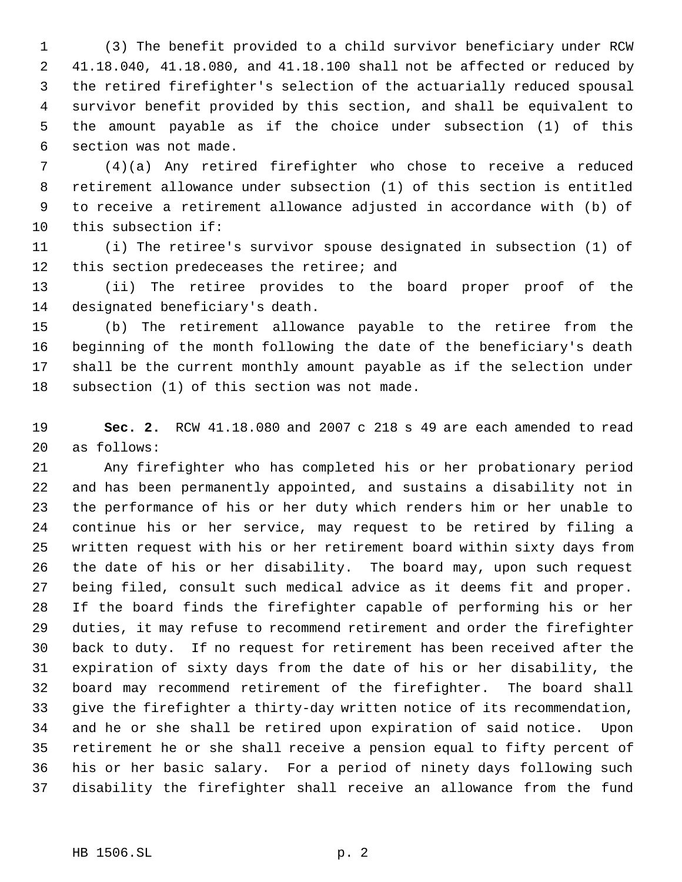(3) The benefit provided to a child survivor beneficiary under RCW 41.18.040, 41.18.080, and 41.18.100 shall not be affected or reduced by the retired firefighter's selection of the actuarially reduced spousal survivor benefit provided by this section, and shall be equivalent to the amount payable as if the choice under subsection (1) of this section was not made.

(4)(a) Any retired firefighter who chose to receive a reduced retirement allowance under subsection (1) of this section is entitled to receive a retirement allowance adjusted in accordance with (b) of this subsection if:

(i) The retiree's survivor spouse designated in subsection (1) of this section predeceases the retiree; and

(ii) The retiree provides to the board proper proof of the designated beneficiary's death.

(b) The retirement allowance payable to the retiree from the beginning of the month following the date of the beneficiary's death shall be the current monthly amount payable as if the selection under subsection (1) of this section was not made.

**Sec. 2.** RCW 41.18.080 and 2007 c 218 s 49 are each amended to read as follows:

Any firefighter who has completed his or her probationary period and has been permanently appointed, and sustains a disability not in the performance of his or her duty which renders him or her unable to continue his or her service, may request to be retired by filing a written request with his or her retirement board within sixty days from the date of his or her disability. The board may, upon such request being filed, consult such medical advice as it deems fit and proper. If the board finds the firefighter capable of performing his or her duties, it may refuse to recommend retirement and order the firefighter back to duty. If no request for retirement has been received after the expiration of sixty days from the date of his or her disability, the board may recommend retirement of the firefighter. The board shall give the firefighter a thirty-day written notice of its recommendation, and he or she shall be retired upon expiration of said notice. Upon retirement he or she shall receive a pension equal to fifty percent of his or her basic salary. For a period of ninety days following such disability the firefighter shall receive an allowance from the fund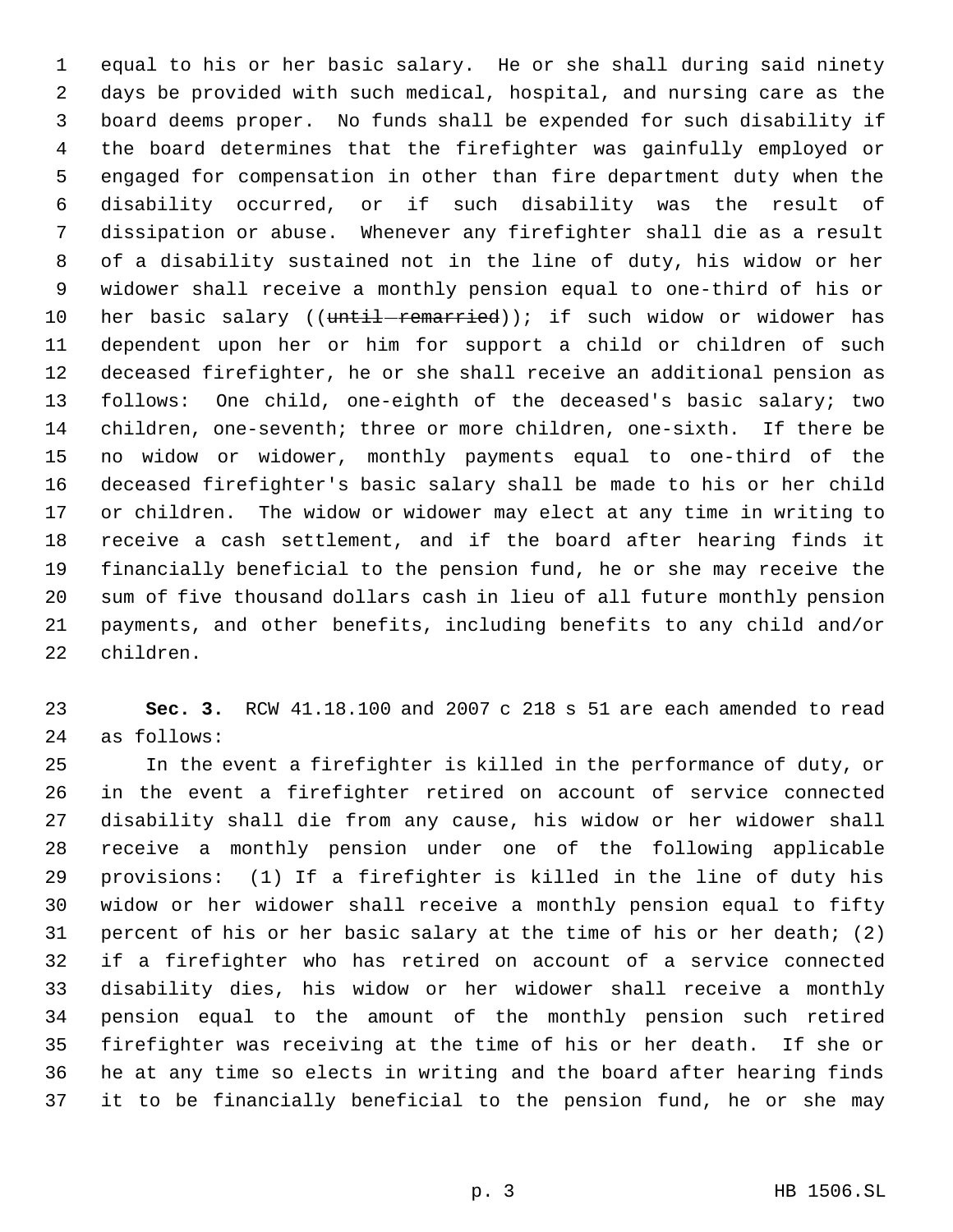equal to his or her basic salary. He or she shall during said ninety days be provided with such medical, hospital, and nursing care as the board deems proper. No funds shall be expended for such disability if the board determines that the firefighter was gainfully employed or engaged for compensation in other than fire department duty when the disability occurred, or if such disability was the result of dissipation or abuse. Whenever any firefighter shall die as a result of a disability sustained not in the line of duty, his widow or her widower shall receive a monthly pension equal to one-third of his or her basic salary ((~~until remarried~~)); if such widow or widower has dependent upon her or him for support a child or children of such deceased firefighter, he or she shall receive an additional pension as follows: One child, one-eighth of the deceased's basic salary; two children, one-seventh; three or more children, one-sixth. If there be no widow or widower, monthly payments equal to one-third of the deceased firefighter's basic salary shall be made to his or her child or children. The widow or widower may elect at any time in writing to receive a cash settlement, and if the board after hearing finds it financially beneficial to the pension fund, he or she may receive the sum of five thousand dollars cash in lieu of all future monthly pension payments, and other benefits, including benefits to any child and/or children.

**Sec. 3.** RCW 41.18.100 and 2007 c 218 s 51 are each amended to read as follows:

In the event a firefighter is killed in the performance of duty, or in the event a firefighter retired on account of service connected disability shall die from any cause, his widow or her widower shall receive a monthly pension under one of the following applicable provisions: (1) If a firefighter is killed in the line of duty his widow or her widower shall receive a monthly pension equal to fifty percent of his or her basic salary at the time of his or her death; (2) if a firefighter who has retired on account of a service connected disability dies, his widow or her widower shall receive a monthly pension equal to the amount of the monthly pension such retired firefighter was receiving at the time of his or her death. If she or he at any time so elects in writing and the board after hearing finds it to be financially beneficial to the pension fund, he or she may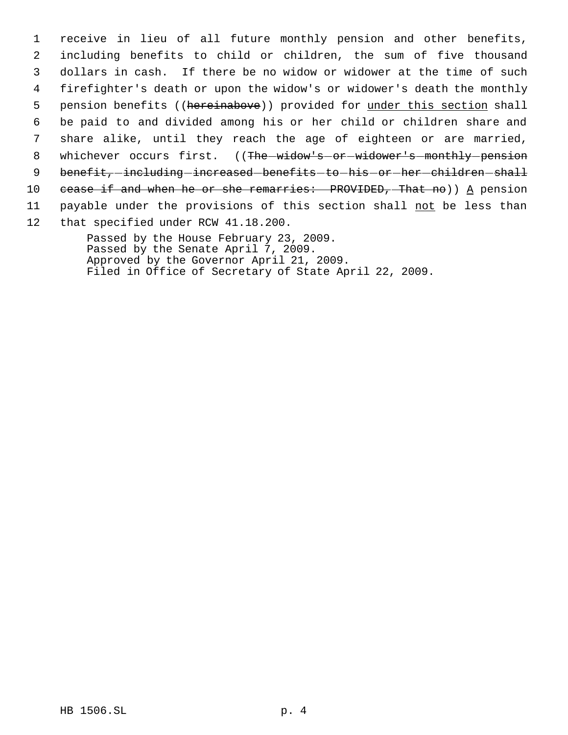receive in lieu of all future monthly pension and other benefits, including benefits to child or children, the sum of five thousand dollars in cash. If there be no widow or widower at the time of such firefighter's death or upon the widow's or widower's death the monthly pension benefits ((~~hereinabove~~)) provided for under this section shall be paid to and divided among his or her child or children share and share alike, until they reach the age of eighteen or are married, whichever occurs first. ((~~The widow's or widower's monthly pension benefit, including increased benefits to his or her children shall cease if and when he or she remarries: PROVIDED, That no~~)) A pension payable under the provisions of this section shall not be less than that specified under RCW 41.18.200.

Passed by the House February 23, 2009.
Passed by the Senate April 7, 2009.
Approved by the Governor April 21, 2009.
Filed in Office of Secretary of State April 22, 2009.